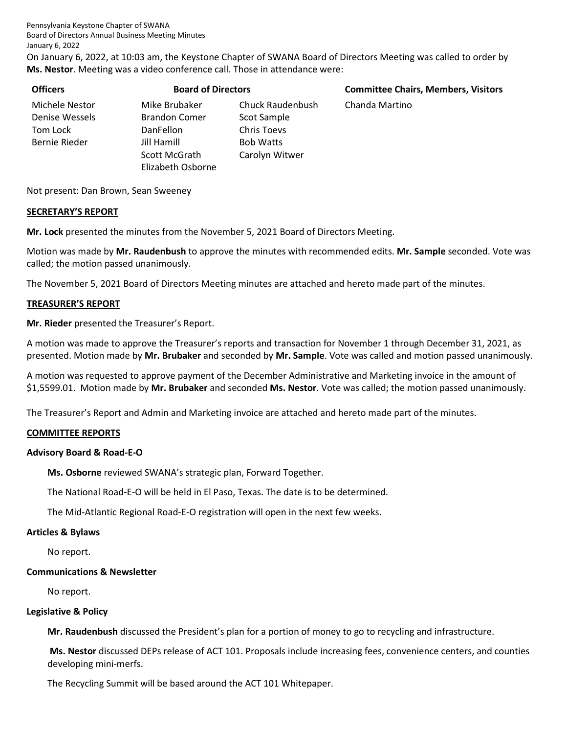Pennsylvania Keystone Chapter of SWANA
Board of Directors Annual Business Meeting Minutes
January 6, 2022

On January 6, 2022, at 10:03 am, the Keystone Chapter of SWANA Board of Directors Meeting was called to order by **Ms. Nestor**. Meeting was a video conference call. Those in attendance were:

| Officers | Board of Directors | | Committee Chairs, Members, Visitors |
|---|---|---|---|
| Michele Nestor | Mike Brubaker | Chuck Raudenbush | Chanda Martino |
| Denise Wessels | Brandon Comer | Scot Sample | |
| Tom Lock | DanFellon | Chris Toevs | |
| Bernie Rieder | Jill Hamill | Bob Watts | |
| | Scott McGrath | Carolyn Witwer | |
| | Elizabeth Osborne | | |

Not present: Dan Brown, Sean Sweeney

## SECRETARY'S REPORT

**Mr. Lock** presented the minutes from the November 5, 2021 Board of Directors Meeting.

Motion was made by **Mr. Raudenbush** to approve the minutes with recommended edits. **Mr. Sample** seconded. Vote was called; the motion passed unanimously.

The November 5, 2021 Board of Directors Meeting minutes are attached and hereto made part of the minutes.

## TREASURER'S REPORT

**Mr. Rieder** presented the Treasurer's Report.

A motion was made to approve the Treasurer's reports and transaction for November 1 through December 31, 2021, as presented. Motion made by **Mr. Brubaker** and seconded by **Mr. Sample**. Vote was called and motion passed unanimously.

A motion was requested to approve payment of the December Administrative and Marketing invoice in the amount of $1,5599.01. Motion made by **Mr. Brubaker** and seconded **Ms. Nestor**. Vote was called; the motion passed unanimously.

The Treasurer's Report and Admin and Marketing invoice are attached and hereto made part of the minutes.

## COMMITTEE REPORTS

### Advisory Board & Road-E-O

**Ms. Osborne** reviewed SWANA's strategic plan, Forward Together.

The National Road-E-O will be held in El Paso, Texas. The date is to be determined.

The Mid-Atlantic Regional Road-E-O registration will open in the next few weeks.

### Articles & Bylaws

No report.

### Communications & Newsletter

No report.

### Legislative & Policy

**Mr. Raudenbush** discussed the President's plan for a portion of money to go to recycling and infrastructure.

**Ms. Nestor** discussed DEPs release of ACT 101. Proposals include increasing fees, convenience centers, and counties developing mini-merfs.

The Recycling Summit will be based around the ACT 101 Whitepaper.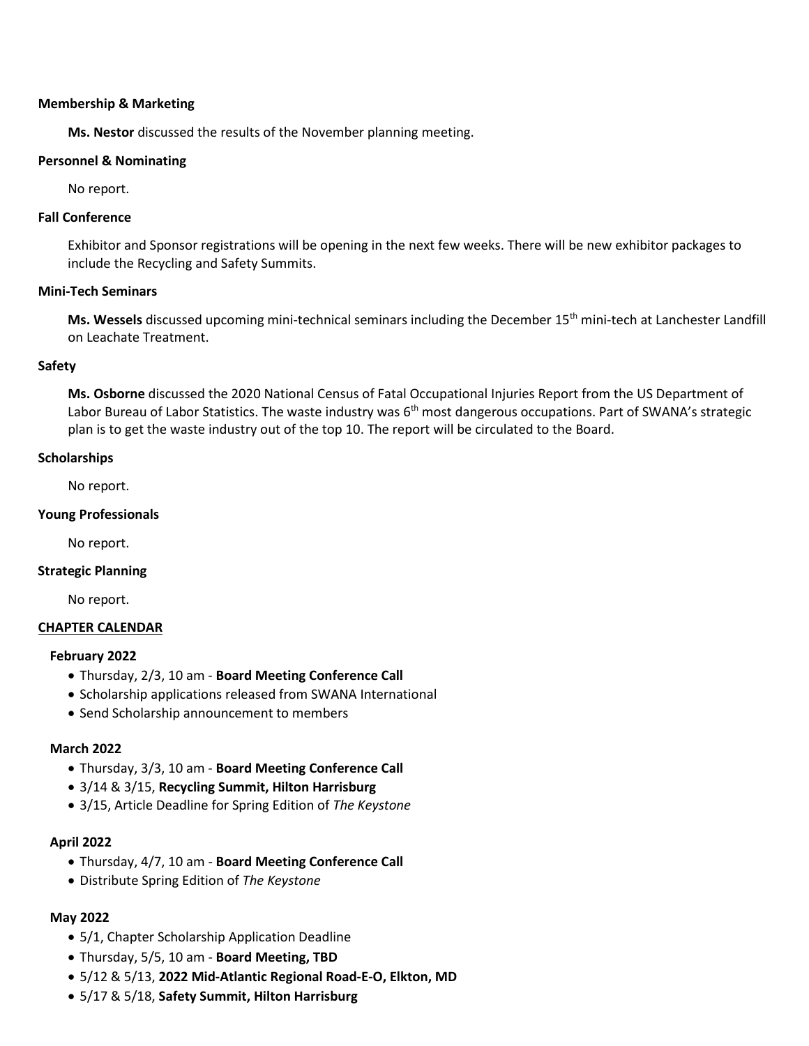**Membership & Marketing**

**Ms. Nestor** discussed the results of the November planning meeting.

**Personnel & Nominating**

No report.

**Fall Conference**

Exhibitor and Sponsor registrations will be opening in the next few weeks. There will be new exhibitor packages to include the Recycling and Safety Summits.

**Mini-Tech Seminars**

**Ms. Wessels** discussed upcoming mini-technical seminars including the December 15th mini-tech at Lanchester Landfill on Leachate Treatment.

**Safety**

**Ms. Osborne** discussed the 2020 National Census of Fatal Occupational Injuries Report from the US Department of Labor Bureau of Labor Statistics. The waste industry was 6th most dangerous occupations. Part of SWANA's strategic plan is to get the waste industry out of the top 10. The report will be circulated to the Board.

**Scholarships**

No report.

**Young Professionals**

No report.

**Strategic Planning**

No report.

**CHAPTER CALENDAR**

**February 2022**

- Thursday, 2/3, 10 am - **Board Meeting Conference Call**
- Scholarship applications released from SWANA International
- Send Scholarship announcement to members

**March 2022**

- Thursday, 3/3, 10 am - **Board Meeting Conference Call**
- 3/14 & 3/15, **Recycling Summit, Hilton Harrisburg**
- 3/15, Article Deadline for Spring Edition of *The Keystone*

**April 2022**

- Thursday, 4/7, 10 am - **Board Meeting Conference Call**
- Distribute Spring Edition of *The Keystone*

**May 2022**

- 5/1, Chapter Scholarship Application Deadline
- Thursday, 5/5, 10 am - **Board Meeting, TBD**
- 5/12 & 5/13, **2022 Mid-Atlantic Regional Road-E-O, Elkton, MD**
- 5/17 & 5/18, **Safety Summit, Hilton Harrisburg**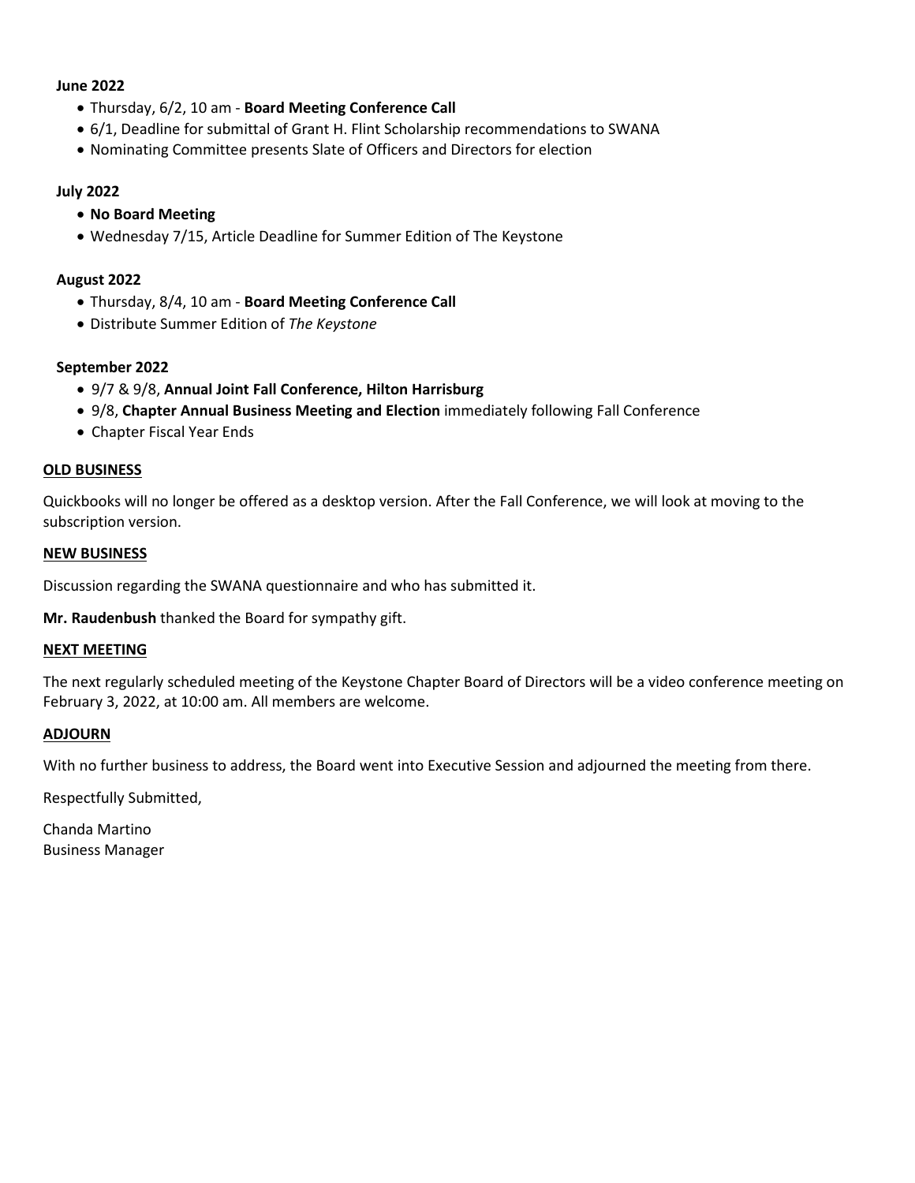**June 2022**

- Thursday, 6/2, 10 am - **Board Meeting Conference Call**
- 6/1, Deadline for submittal of Grant H. Flint Scholarship recommendations to SWANA
- Nominating Committee presents Slate of Officers and Directors for election

**July 2022**

- **No Board Meeting**
- Wednesday 7/15, Article Deadline for Summer Edition of The Keystone

**August 2022**

- Thursday, 8/4, 10 am - **Board Meeting Conference Call**
- Distribute Summer Edition of *The Keystone*

**September 2022**

- 9/7 & 9/8, **Annual Joint Fall Conference, Hilton Harrisburg**
- 9/8, **Chapter Annual Business Meeting and Election** immediately following Fall Conference
- Chapter Fiscal Year Ends

## OLD BUSINESS

Quickbooks will no longer be offered as a desktop version. After the Fall Conference, we will look at moving to the subscription version.

## NEW BUSINESS

Discussion regarding the SWANA questionnaire and who has submitted it.

**Mr. Raudenbush** thanked the Board for sympathy gift.

## NEXT MEETING

The next regularly scheduled meeting of the Keystone Chapter Board of Directors will be a video conference meeting on February 3, 2022, at 10:00 am. All members are welcome.

## ADJOURN

With no further business to address, the Board went into Executive Session and adjourned the meeting from there.

Respectfully Submitted,

Chanda Martino
Business Manager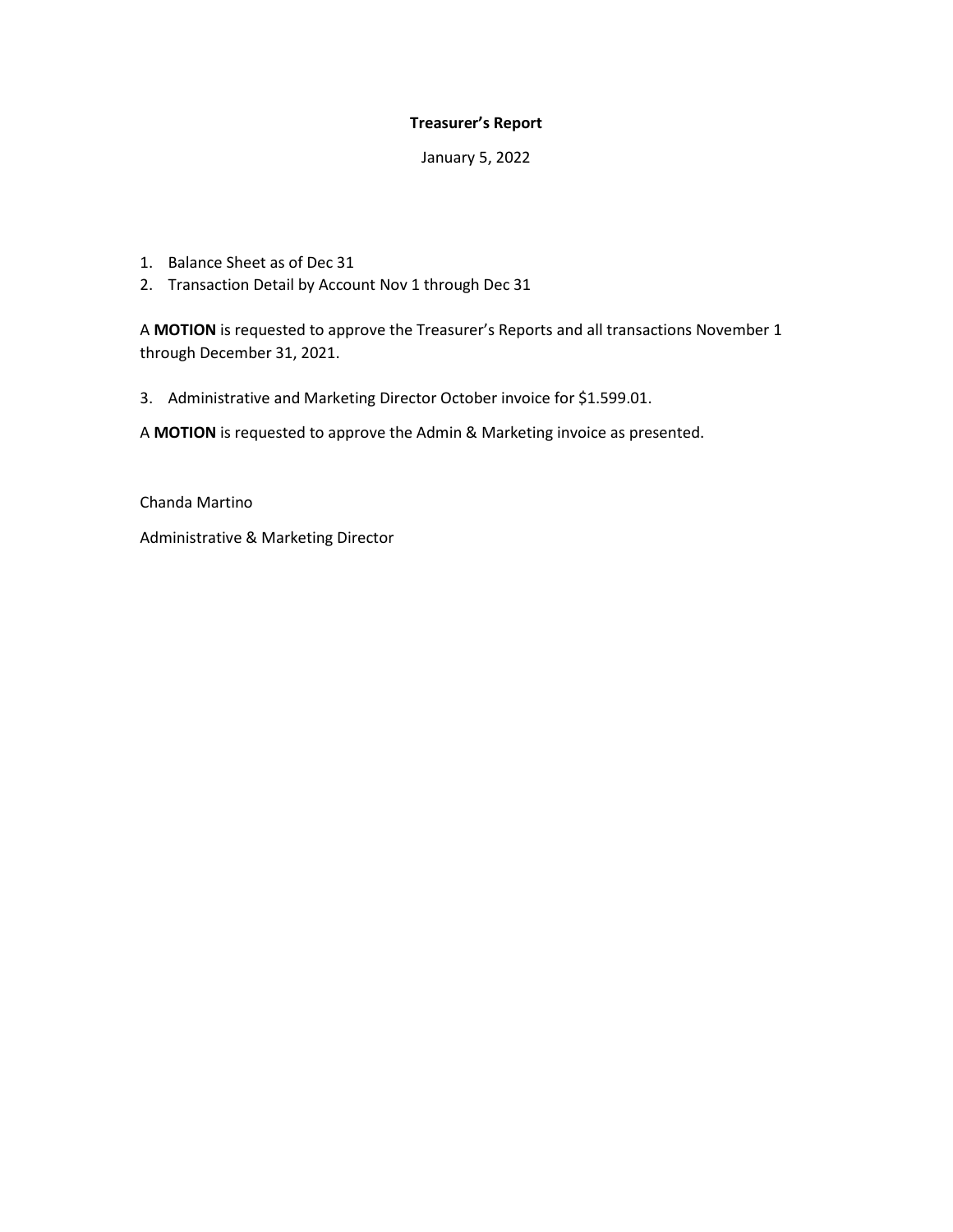# Treasurer's Report

January 5, 2022

1. Balance Sheet as of Dec 31
2. Transaction Detail by Account Nov 1 through Dec 31

A **MOTION** is requested to approve the Treasurer's Reports and all transactions November 1 through December 31, 2021.

3. Administrative and Marketing Director October invoice for $1.599.01.

A **MOTION** is requested to approve the Admin & Marketing invoice as presented.

Chanda Martino

Administrative & Marketing Director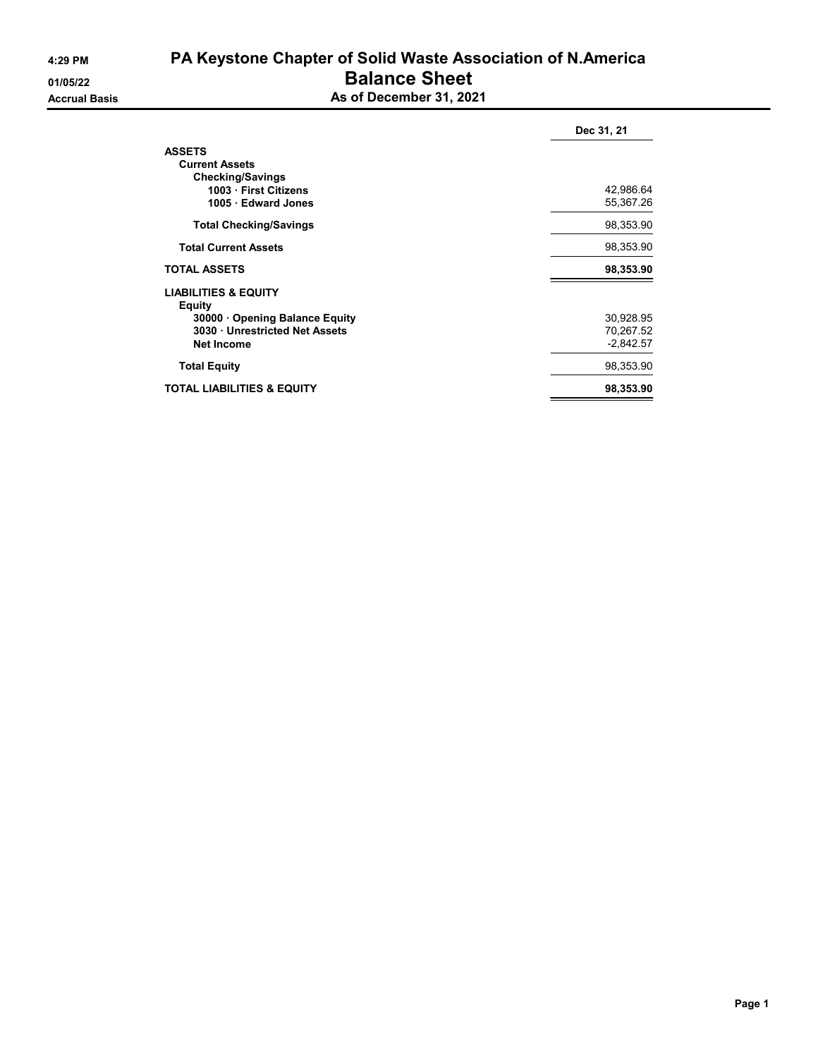# PA Keystone Chapter of Solid Waste Association of N.America

## Balance Sheet

### As of December 31, 2021

4:29 PM
01/05/22
Accrual Basis

| | Dec 31, 21 |
|---|---|
| **ASSETS** | |
| **Current Assets** | |
| **Checking/Savings** | |
| **1003 · First Citizens** | 42,986.64 |
| **1005 · Edward Jones** | 55,367.26 |
| **Total Checking/Savings** | 98,353.90 |
| **Total Current Assets** | 98,353.90 |
| **TOTAL ASSETS** | **98,353.90** |
| **LIABILITIES & EQUITY** | |
| **Equity** | |
| **30000 · Opening Balance Equity** | 30,928.95 |
| **3030 · Unrestricted Net Assets** | 70,267.52 |
| **Net Income** | -2,842.57 |
| **Total Equity** | 98,353.90 |
| **TOTAL LIABILITIES & EQUITY** | **98,353.90** |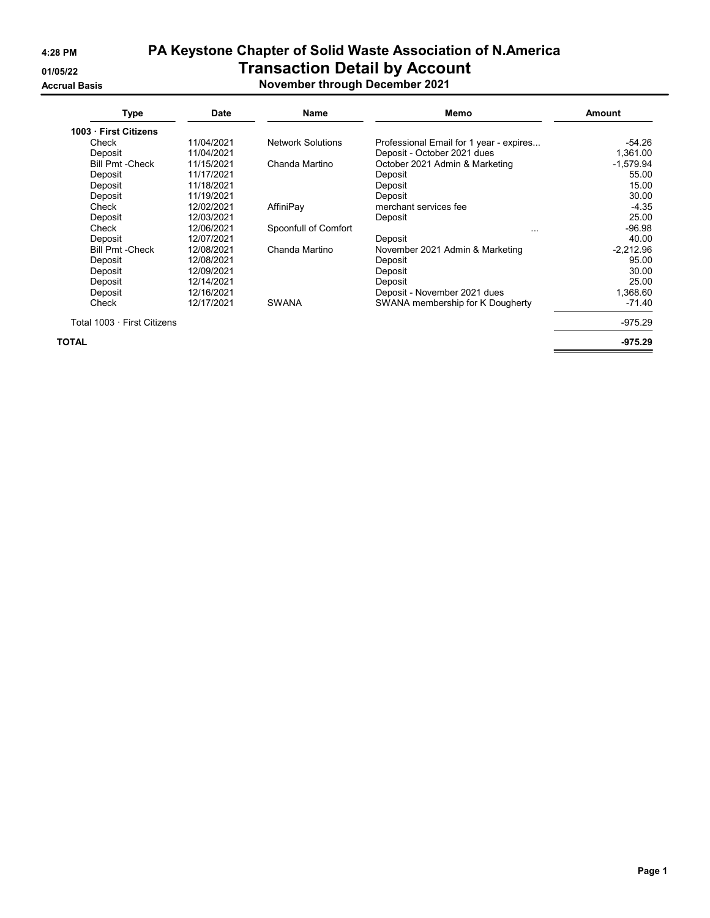4:28 PM

01/05/22

Accrual Basis

# PA Keystone Chapter of Solid Waste Association of N.America

## Transaction Detail by Account

### November through December 2021

| Type | Date | Name | Memo | Amount |
|---|---|---|---|---|
| **1003 · First Citizens** | | | | |
| Check | 11/04/2021 | Network Solutions | Professional Email for 1 year - expires... | -54.26 |
| Deposit | 11/04/2021 | | Deposit - October 2021 dues | 1,361.00 |
| Bill Pmt -Check | 11/15/2021 | Chanda Martino | October 2021 Admin & Marketing | -1,579.94 |
| Deposit | 11/17/2021 | | Deposit | 55.00 |
| Deposit | 11/18/2021 | | Deposit | 15.00 |
| Deposit | 11/19/2021 | | Deposit | 30.00 |
| Check | 12/02/2021 | AffiniPay | merchant services fee | -4.35 |
| Deposit | 12/03/2021 | | Deposit | 25.00 |
| Check | 12/06/2021 | Spoonfull of Comfort | ... | -96.98 |
| Deposit | 12/07/2021 | | Deposit | 40.00 |
| Bill Pmt -Check | 12/08/2021 | Chanda Martino | November 2021 Admin & Marketing | -2,212.96 |
| Deposit | 12/08/2021 | | Deposit | 95.00 |
| Deposit | 12/09/2021 | | Deposit | 30.00 |
| Deposit | 12/14/2021 | | Deposit | 25.00 |
| Deposit | 12/16/2021 | | Deposit - November 2021 dues | 1,368.60 |
| Check | 12/17/2021 | SWANA | SWANA membership for K Dougherty | -71.40 |
| Total 1003 · First Citizens | | | | -975.29 |
| **TOTAL** | | | | **-975.29** |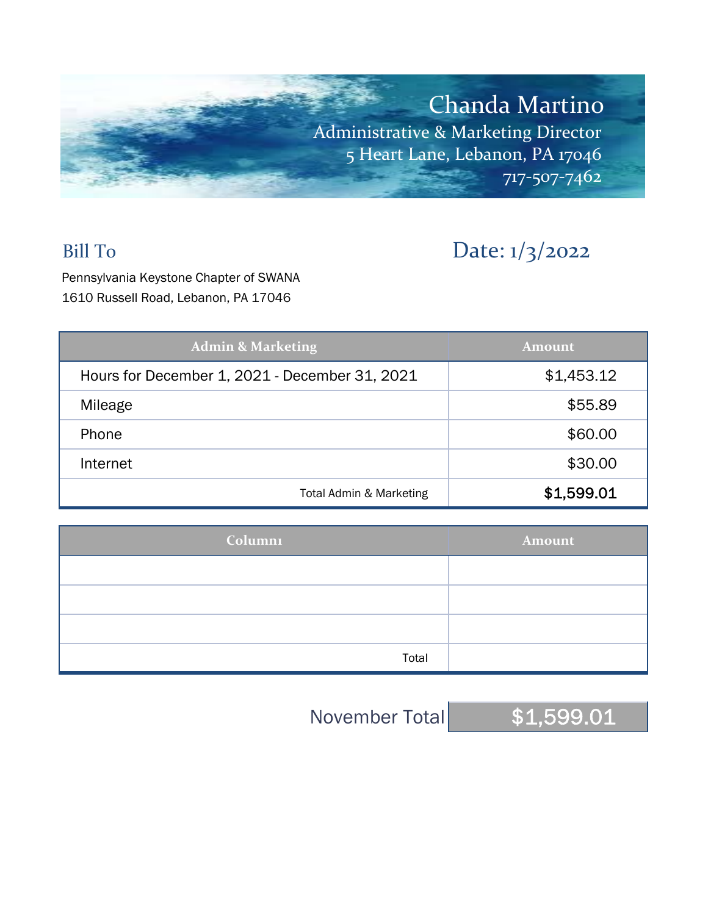# Chanda Martino

Administrative & Marketing Director
5 Heart Lane, Lebanon, PA 17046
717-507-7462

## Bill To

Pennsylvania Keystone Chapter of SWANA
1610 Russell Road, Lebanon, PA 17046

## Date: 1/3/2022

| Admin & Marketing | Amount |
|---|---|
| Hours for December 1, 2021 - December 31, 2021 | $1,453.12 |
| Mileage | $55.89 |
| Phone | $60.00 |
| Internet | $30.00 |
| Total Admin & Marketing | **$1,599.01** |

| Column1 | Amount |
|---|---|
| | |
| | |
| | |
| Total | |

| November Total | $1,599.01 |
|---|---|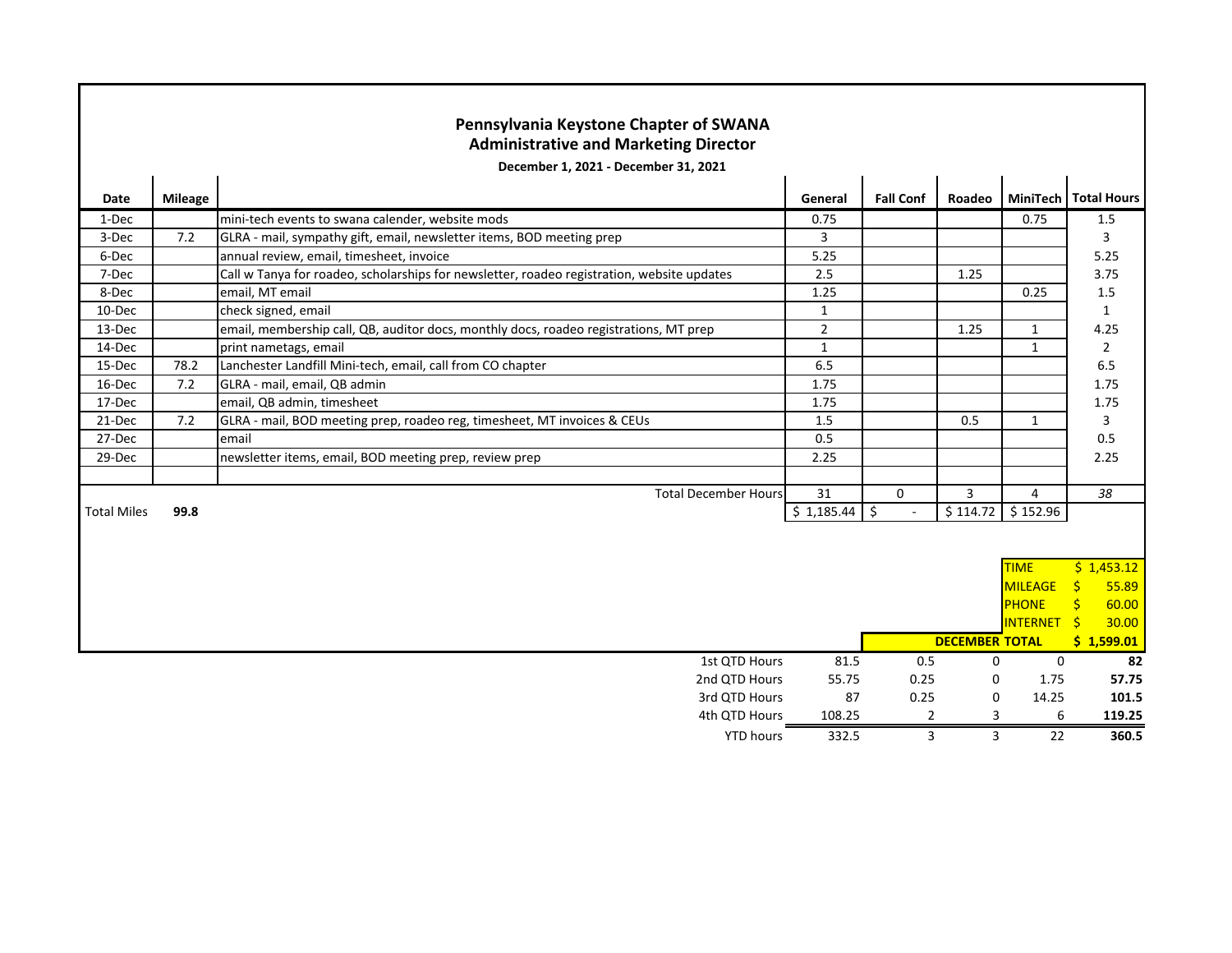## Pennsylvania Keystone Chapter of SWANA
## Administrative and Marketing Director

**December 1, 2021 - December 31, 2021**

| Date | Mileage | | General | Fall Conf | Roadeo | MiniTech | Total Hours |
|---|---|---|---|---|---|---|---|
| 1-Dec | | mini-tech events to swana calender, website mods | 0.75 | | | 0.75 | 1.5 |
| 3-Dec | 7.2 | GLRA - mail, sympathy gift, email, newsletter items, BOD meeting prep | 3 | | | | 3 |
| 6-Dec | | annual review, email, timesheet, invoice | 5.25 | | | | 5.25 |
| 7-Dec | | Call w Tanya for roadeo, scholarships for newsletter, roadeo registration, website updates | 2.5 | | 1.25 | | 3.75 |
| 8-Dec | | email, MT email | 1.25 | | | 0.25 | 1.5 |
| 10-Dec | | check signed, email | 1 | | | | 1 |
| 13-Dec | | email, membership call, QB, auditor docs, monthly docs, roadeo registrations, MT prep | 2 | | 1.25 | 1 | 4.25 |
| 14-Dec | | print nametags, email | 1 | | | 1 | 2 |
| 15-Dec | 78.2 | Lanchester Landfill Mini-tech, email, call from CO chapter | 6.5 | | | | 6.5 |
| 16-Dec | 7.2 | GLRA - mail, email, QB admin | 1.75 | | | | 1.75 |
| 17-Dec | | email, QB admin, timesheet | 1.75 | | | | 1.75 |
| 21-Dec | 7.2 | GLRA - mail, BOD meeting prep, roadeo reg, timesheet, MT invoices & CEUs | 1.5 | | 0.5 | 1 | 3 |
| 27-Dec | | email | 0.5 | | | | 0.5 |
| 29-Dec | | newsletter items, email, BOD meeting prep, review prep | 2.25 | | | | 2.25 |
| | | | | | | | |
| | | Total December Hours | 31 | 0 | 3 | 4 | *38* |
| Total Miles | **99.8** | | $ 1,185.44 | $ - | $ 114.72 | $ 152.96 | |

| | |
|---|---|
| TIME | $ 1,453.12 |
| MILEAGE | $ 55.89 |
| PHONE | $ 60.00 |
| INTERNET | $ 30.00 |
| **DECEMBER TOTAL** | **$ 1,599.01** |

| | General | Fall Conf | Roadeo | MiniTech | Total Hours |
|---|---|---|---|---|---|
| 1st QTD Hours | 81.5 | 0.5 | 0 | 0 | **82** |
| 2nd QTD Hours | 55.75 | 0.25 | 0 | 1.75 | **57.75** |
| 3rd QTD Hours | 87 | 0.25 | 0 | 14.25 | **101.5** |
| 4th QTD Hours | 108.25 | 2 | 3 | 6 | **119.25** |
| YTD hours | 332.5 | 3 | 3 | 22 | **360.5** |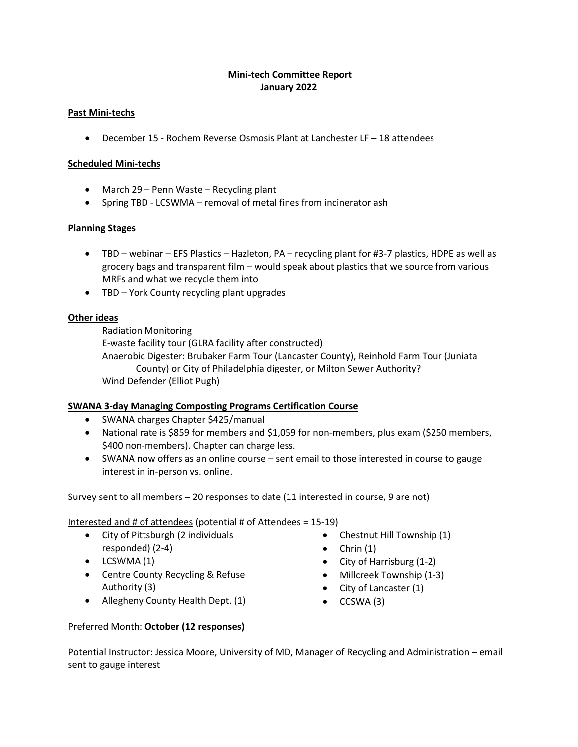# Mini-tech Committee Report
## January 2022

**Past Mini-techs**

- December 15 - Rochem Reverse Osmosis Plant at Lanchester LF – 18 attendees

**Scheduled Mini-techs**

- March 29 – Penn Waste – Recycling plant
- Spring TBD - LCSWMA – removal of metal fines from incinerator ash

**Planning Stages**

- TBD – webinar – EFS Plastics – Hazleton, PA – recycling plant for #3-7 plastics, HDPE as well as grocery bags and transparent film – would speak about plastics that we source from various MRFs and what we recycle them into
- TBD – York County recycling plant upgrades

**Other ideas**

Radiation Monitoring
E-waste facility tour (GLRA facility after constructed)
Anaerobic Digester: Brubaker Farm Tour (Lancaster County), Reinhold Farm Tour (Juniata County) or City of Philadelphia digester, or Milton Sewer Authority?
Wind Defender (Elliot Pugh)

**SWANA 3-day Managing Composting Programs Certification Course**

- SWANA charges Chapter $425/manual
- National rate is $859 for members and $1,059 for non-members, plus exam ($250 members, $400 non-members). Chapter can charge less.
- SWANA now offers as an online course – sent email to those interested in course to gauge interest in in-person vs. online.

Survey sent to all members – 20 responses to date (11 interested in course, 9 are not)

Interested and # of attendees (potential # of Attendees = 15-19)

- City of Pittsburgh (2 individuals responded) (2-4)
- LCSWMA (1)
- Centre County Recycling & Refuse Authority (3)
- Allegheny County Health Dept. (1)
- Chestnut Hill Township (1)
- Chrin (1)
- City of Harrisburg (1-2)
- Millcreek Township (1-3)
- City of Lancaster (1)
- CCSWA (3)

Preferred Month: **October (12 responses)**

Potential Instructor: Jessica Moore, University of MD, Manager of Recycling and Administration – email sent to gauge interest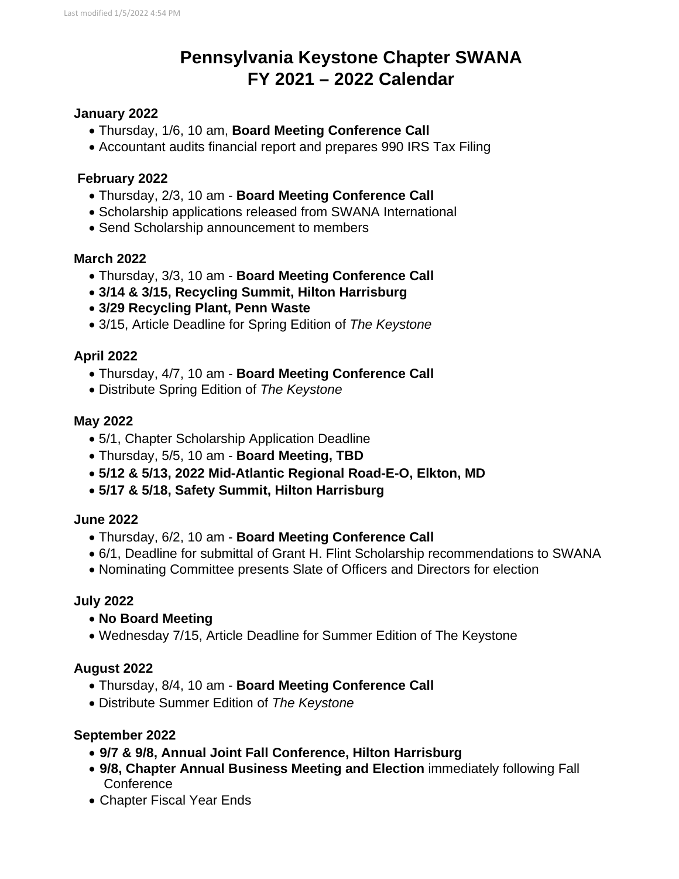# Pennsylvania Keystone Chapter SWANA
# FY 2021 – 2022 Calendar

**January 2022**

- Thursday, 1/6, 10 am, **Board Meeting Conference Call**
- Accountant audits financial report and prepares 990 IRS Tax Filing

**February 2022**

- Thursday, 2/3, 10 am - **Board Meeting Conference Call**
- Scholarship applications released from SWANA International
- Send Scholarship announcement to members

**March 2022**

- Thursday, 3/3, 10 am - **Board Meeting Conference Call**
- **3/14 & 3/15, Recycling Summit, Hilton Harrisburg**
- **3/29 Recycling Plant, Penn Waste**
- 3/15, Article Deadline for Spring Edition of *The Keystone*

**April 2022**

- Thursday, 4/7, 10 am - **Board Meeting Conference Call**
- Distribute Spring Edition of *The Keystone*

**May 2022**

- 5/1, Chapter Scholarship Application Deadline
- Thursday, 5/5, 10 am - **Board Meeting, TBD**
- **5/12 & 5/13, 2022 Mid-Atlantic Regional Road-E-O, Elkton, MD**
- **5/17 & 5/18, Safety Summit, Hilton Harrisburg**

**June 2022**

- Thursday, 6/2, 10 am - **Board Meeting Conference Call**
- 6/1, Deadline for submittal of Grant H. Flint Scholarship recommendations to SWANA
- Nominating Committee presents Slate of Officers and Directors for election

**July 2022**

- **No Board Meeting**
- Wednesday 7/15, Article Deadline for Summer Edition of The Keystone

**August 2022**

- Thursday, 8/4, 10 am - **Board Meeting Conference Call**
- Distribute Summer Edition of *The Keystone*

**September 2022**

- **9/7 & 9/8, Annual Joint Fall Conference, Hilton Harrisburg**
- **9/8, Chapter Annual Business Meeting and Election** immediately following Fall Conference
- Chapter Fiscal Year Ends